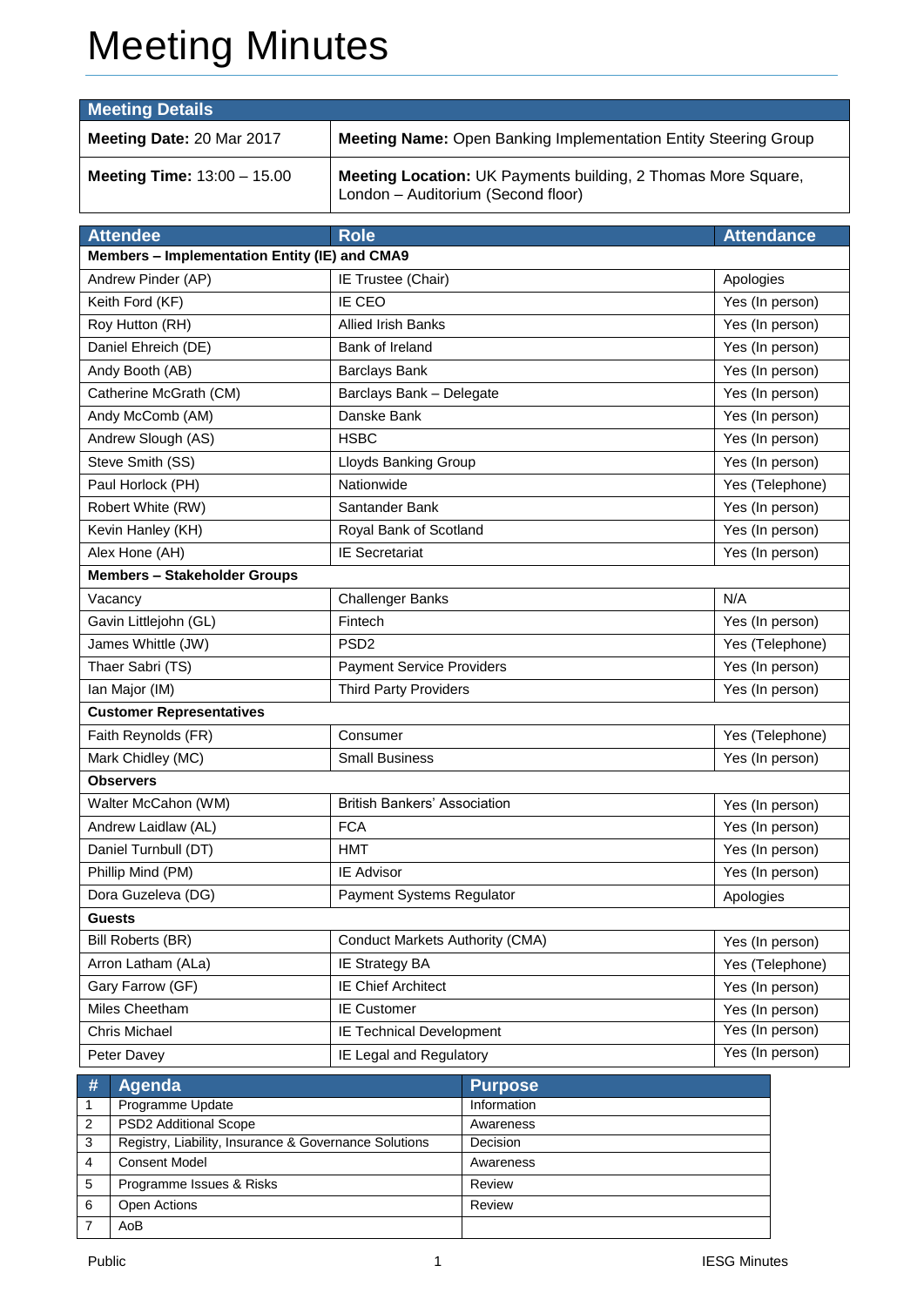# Meeting Minutes

| Meeting Details | |
|---|---|
| **Meeting Date:** 20 Mar 2017 | **Meeting Name:** Open Banking Implementation Entity Steering Group |
| **Meeting Time:** 13:00 – 15.00 | **Meeting Location:** UK Payments building, 2 Thomas More Square, London – Auditorium (Second floor) |

| Attendee | Role | Attendance |
|---|---|---|
| **Members – Implementation Entity (IE) and CMA9** | | |
| Andrew Pinder (AP) | IE Trustee (Chair) | Apologies |
| Keith Ford (KF) | IE CEO | Yes (In person) |
| Roy Hutton (RH) | Allied Irish Banks | Yes (In person) |
| Daniel Ehreich (DE) | Bank of Ireland | Yes (In person) |
| Andy Booth (AB) | Barclays Bank | Yes (In person) |
| Catherine McGrath (CM) | Barclays Bank – Delegate | Yes (In person) |
| Andy McComb (AM) | Danske Bank | Yes (In person) |
| Andrew Slough (AS) | HSBC | Yes (In person) |
| Steve Smith (SS) | Lloyds Banking Group | Yes (In person) |
| Paul Horlock (PH) | Nationwide | Yes (Telephone) |
| Robert White (RW) | Santander Bank | Yes (In person) |
| Kevin Hanley (KH) | Royal Bank of Scotland | Yes (In person) |
| Alex Hone (AH) | IE Secretariat | Yes (In person) |
| **Members – Stakeholder Groups** | | |
| Vacancy | Challenger Banks | N/A |
| Gavin Littlejohn (GL) | Fintech | Yes (In person) |
| James Whittle (JW) | PSD2 | Yes (Telephone) |
| Thaer Sabri (TS) | Payment Service Providers | Yes (In person) |
| Ian Major (IM) | Third Party Providers | Yes (In person) |
| **Customer Representatives** | | |
| Faith Reynolds (FR) | Consumer | Yes (Telephone) |
| Mark Chidley (MC) | Small Business | Yes (In person) |
| **Observers** | | |
| Walter McCahon (WM) | British Bankers' Association | Yes (In person) |
| Andrew Laidlaw (AL) | FCA | Yes (In person) |
| Daniel Turnbull (DT) | HMT | Yes (In person) |
| Phillip Mind (PM) | IE Advisor | Yes (In person) |
| Dora Guzeleva (DG) | Payment Systems Regulator | Apologies |
| **Guests** | | |
| Bill Roberts (BR) | Conduct Markets Authority (CMA) | Yes (In person) |
| Arron Latham (ALa) | IE Strategy BA | Yes (Telephone) |
| Gary Farrow (GF) | IE Chief Architect | Yes (In person) |
| Miles Cheetham | IE Customer | Yes (In person) |
| Chris Michael | IE Technical Development | Yes (In person) |
| Peter Davey | IE Legal and Regulatory | Yes (In person) |

| # | Agenda | Purpose |
|---|---|---|
| 1 | Programme Update | Information |
| 2 | PSD2 Additional Scope | Awareness |
| 3 | Registry, Liability, Insurance & Governance Solutions | Decision |
| 4 | Consent Model | Awareness |
| 5 | Programme Issues & Risks | Review |
| 6 | Open Actions | Review |
| 7 | AoB | |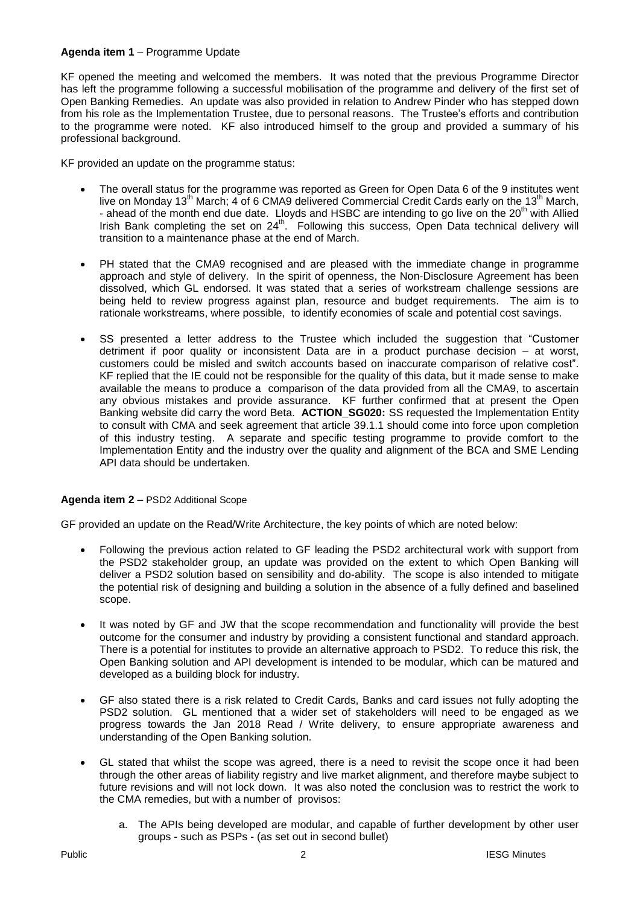**Agenda item 1** – Programme Update

KF opened the meeting and welcomed the members. It was noted that the previous Programme Director has left the programme following a successful mobilisation of the programme and delivery of the first set of Open Banking Remedies. An update was also provided in relation to Andrew Pinder who has stepped down from his role as the Implementation Trustee, due to personal reasons. The Trustee's efforts and contribution to the programme were noted. KF also introduced himself to the group and provided a summary of his professional background.

KF provided an update on the programme status:

- The overall status for the programme was reported as Green for Open Data 6 of the 9 institutes went live on Monday 13th March; 4 of 6 CMA9 delivered Commercial Credit Cards early on the 13th March, - ahead of the month end due date. Lloyds and HSBC are intending to go live on the 20th with Allied Irish Bank completing the set on 24th. Following this success, Open Data technical delivery will transition to a maintenance phase at the end of March.
- PH stated that the CMA9 recognised and are pleased with the immediate change in programme approach and style of delivery. In the spirit of openness, the Non-Disclosure Agreement has been dissolved, which GL endorsed. It was stated that a series of workstream challenge sessions are being held to review progress against plan, resource and budget requirements. The aim is to rationale workstreams, where possible, to identify economies of scale and potential cost savings.
- SS presented a letter address to the Trustee which included the suggestion that "Customer detriment if poor quality or inconsistent Data are in a product purchase decision – at worst, customers could be misled and switch accounts based on inaccurate comparison of relative cost". KF replied that the IE could not be responsible for the quality of this data, but it made sense to make available the means to produce a comparison of the data provided from all the CMA9, to ascertain any obvious mistakes and provide assurance. KF further confirmed that at present the Open Banking website did carry the word Beta. **ACTION_SG020:** SS requested the Implementation Entity to consult with CMA and seek agreement that article 39.1.1 should come into force upon completion of this industry testing. A separate and specific testing programme to provide comfort to the Implementation Entity and the industry over the quality and alignment of the BCA and SME Lending API data should be undertaken.

**Agenda item 2** – PSD2 Additional Scope

GF provided an update on the Read/Write Architecture, the key points of which are noted below:

- Following the previous action related to GF leading the PSD2 architectural work with support from the PSD2 stakeholder group, an update was provided on the extent to which Open Banking will deliver a PSD2 solution based on sensibility and do-ability. The scope is also intended to mitigate the potential risk of designing and building a solution in the absence of a fully defined and baselined scope.
- It was noted by GF and JW that the scope recommendation and functionality will provide the best outcome for the consumer and industry by providing a consistent functional and standard approach. There is a potential for institutes to provide an alternative approach to PSD2. To reduce this risk, the Open Banking solution and API development is intended to be modular, which can be matured and developed as a building block for industry.
- GF also stated there is a risk related to Credit Cards, Banks and card issues not fully adopting the PSD2 solution. GL mentioned that a wider set of stakeholders will need to be engaged as we progress towards the Jan 2018 Read / Write delivery, to ensure appropriate awareness and understanding of the Open Banking solution.
- GL stated that whilst the scope was agreed, there is a need to revisit the scope once it had been through the other areas of liability registry and live market alignment, and therefore maybe subject to future revisions and will not lock down. It was also noted the conclusion was to restrict the work to the CMA remedies, but with a number of provisos:
  a. The APIs being developed are modular, and capable of further development by other user groups - such as PSPs - (as set out in second bullet)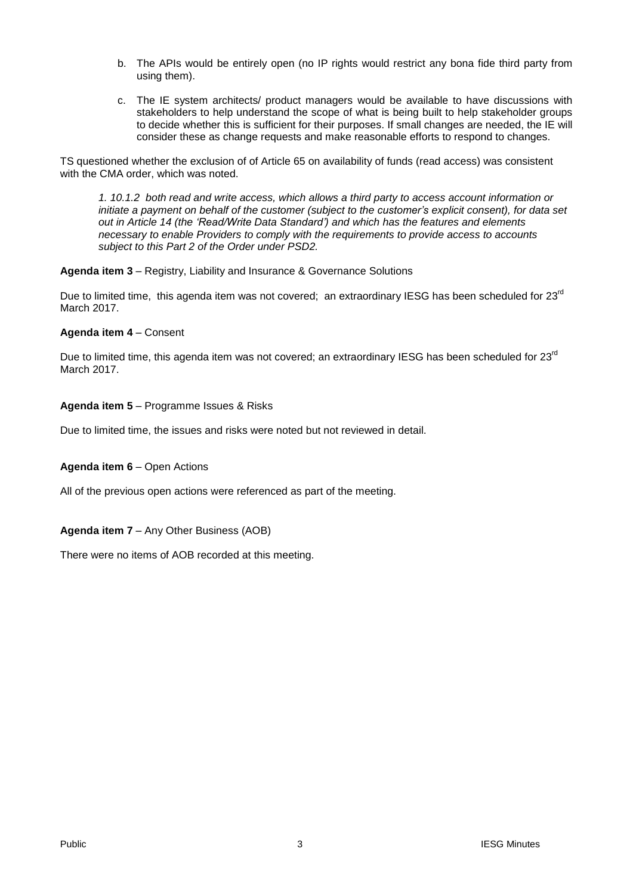b. The APIs would be entirely open (no IP rights would restrict any bona fide third party from using them).

c. The IE system architects/ product managers would be available to have discussions with stakeholders to help understand the scope of what is being built to help stakeholder groups to decide whether this is sufficient for their purposes. If small changes are needed, the IE will consider these as change requests and make reasonable efforts to respond to changes.

TS questioned whether the exclusion of of Article 65 on availability of funds (read access) was consistent with the CMA order, which was noted.

> *1. 10.1.2 both read and write access, which allows a third party to access account information or initiate a payment on behalf of the customer (subject to the customer's explicit consent), for data set out in Article 14 (the 'Read/Write Data Standard') and which has the features and elements necessary to enable Providers to comply with the requirements to provide access to accounts subject to this Part 2 of the Order under PSD2.*

**Agenda item 3** – Registry, Liability and Insurance & Governance Solutions

Due to limited time, this agenda item was not covered; an extraordinary IESG has been scheduled for 23rd March 2017.

**Agenda item 4** – Consent

Due to limited time, this agenda item was not covered; an extraordinary IESG has been scheduled for 23rd March 2017.

**Agenda item 5** – Programme Issues & Risks

Due to limited time, the issues and risks were noted but not reviewed in detail.

**Agenda item 6** – Open Actions

All of the previous open actions were referenced as part of the meeting.

**Agenda item 7** – Any Other Business (AOB)

There were no items of AOB recorded at this meeting.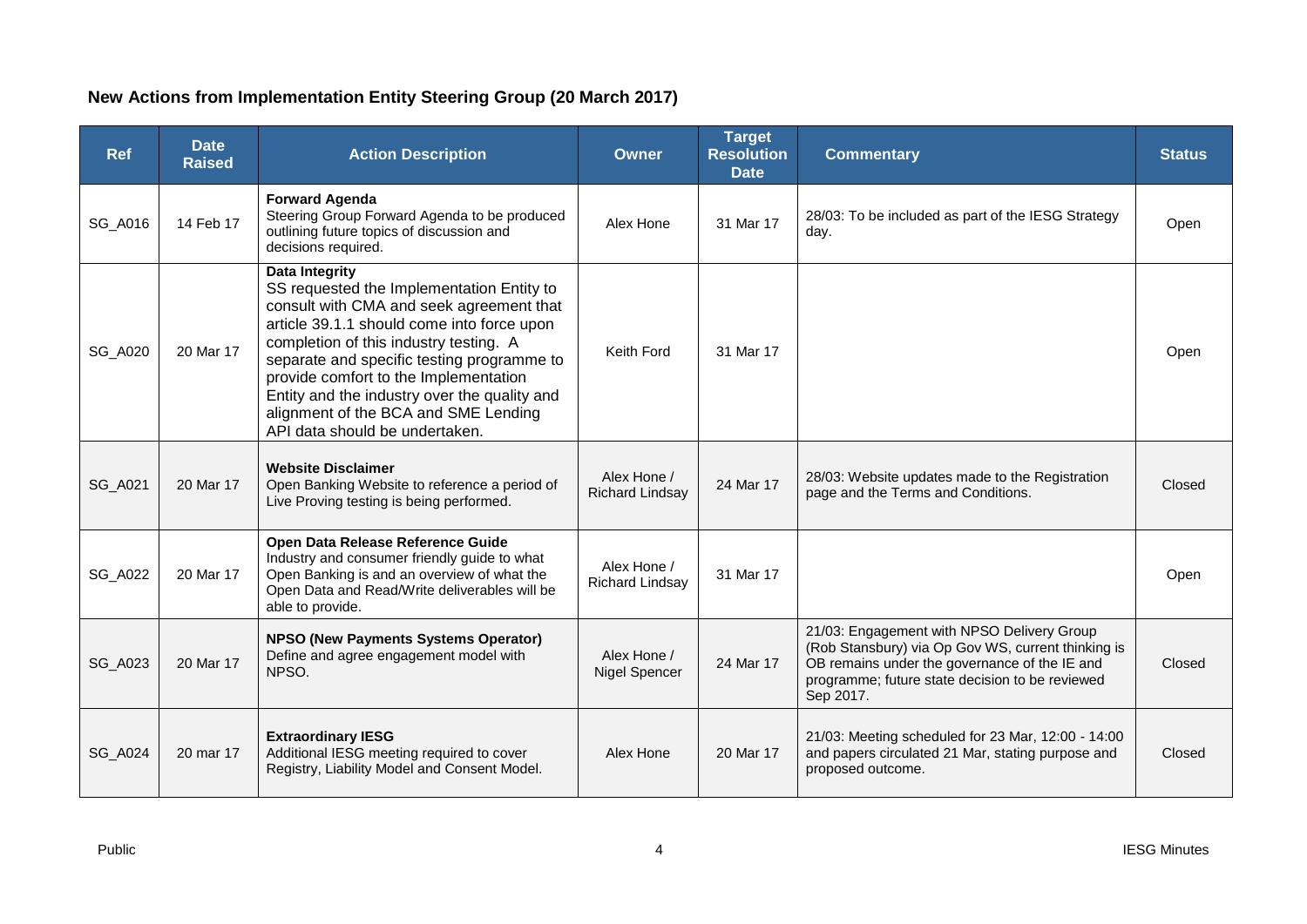## New Actions from Implementation Entity Steering Group (20 March 2017)

| Ref | Date Raised | Action Description | Owner | Target Resolution Date | Commentary | Status |
|---|---|---|---|---|---|---|
| SG_A016 | 14 Feb 17 | **Forward Agenda** Steering Group Forward Agenda to be produced outlining future topics of discussion and decisions required. | Alex Hone | 31 Mar 17 | 28/03: To be included as part of the IESG Strategy day. | Open |
| SG_A020 | 20 Mar 17 | **Data Integrity** SS requested the Implementation Entity to consult with CMA and seek agreement that article 39.1.1 should come into force upon completion of this industry testing. A separate and specific testing programme to provide comfort to the Implementation Entity and the industry over the quality and alignment of the BCA and SME Lending API data should be undertaken. | Keith Ford | 31 Mar 17 | | Open |
| SG_A021 | 20 Mar 17 | **Website Disclaimer** Open Banking Website to reference a period of Live Proving testing is being performed. | Alex Hone / Richard Lindsay | 24 Mar 17 | 28/03: Website updates made to the Registration page and the Terms and Conditions. | Closed |
| SG_A022 | 20 Mar 17 | **Open Data Release Reference Guide** Industry and consumer friendly guide to what Open Banking is and an overview of what the Open Data and Read/Write deliverables will be able to provide. | Alex Hone / Richard Lindsay | 31 Mar 17 | | Open |
| SG_A023 | 20 Mar 17 | **NPSO (New Payments Systems Operator)** Define and agree engagement model with NPSO. | Alex Hone / Nigel Spencer | 24 Mar 17 | 21/03: Engagement with NPSO Delivery Group (Rob Stansbury) via Op Gov WS, current thinking is OB remains under the governance of the IE and programme; future state decision to be reviewed Sep 2017. | Closed |
| SG_A024 | 20 mar 17 | **Extraordinary IESG** Additional IESG meeting required to cover Registry, Liability Model and Consent Model. | Alex Hone | 20 Mar 17 | 21/03: Meeting scheduled for 23 Mar, 12:00 - 14:00 and papers circulated 21 Mar, stating purpose and proposed outcome. | Closed |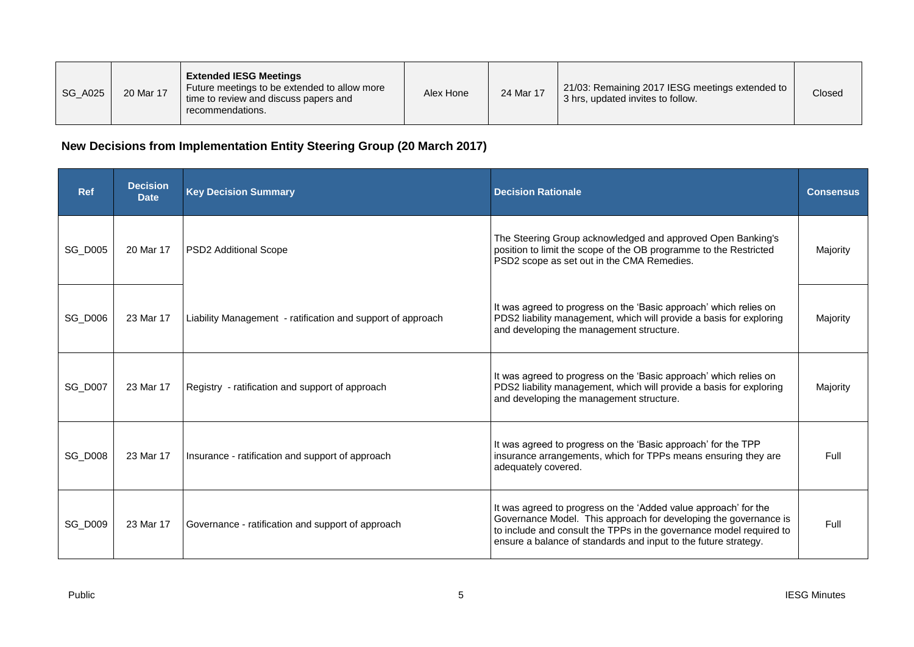| SG_A025 | 20 Mar 17 | **Extended IESG Meetings** Future meetings to be extended to allow more time to review and discuss papers and recommendations. | Alex Hone | 24 Mar 17 | 21/03: Remaining 2017 IESG meetings extended to 3 hrs, updated invites to follow. | Closed |
|---|---|---|---|---|---|---|

**New Decisions from Implementation Entity Steering Group (20 March 2017)**

| Ref | Decision Date | Key Decision Summary | Decision Rationale | Consensus |
|---|---|---|---|---|
| SG_D005 | 20 Mar 17 | PSD2 Additional Scope | The Steering Group acknowledged and approved Open Banking's position to limit the scope of the OB programme to the Restricted PSD2 scope as set out in the CMA Remedies. | Majority |
| SG_D006 | 23 Mar 17 | Liability Management - ratification and support of approach | It was agreed to progress on the 'Basic approach' which relies on PDS2 liability management, which will provide a basis for exploring and developing the management structure. | Majority |
| SG_D007 | 23 Mar 17 | Registry - ratification and support of approach | It was agreed to progress on the 'Basic approach' which relies on PDS2 liability management, which will provide a basis for exploring and developing the management structure. | Majority |
| SG_D008 | 23 Mar 17 | Insurance - ratification and support of approach | It was agreed to progress on the 'Basic approach' for the TPP insurance arrangements, which for TPPs means ensuring they are adequately covered. | Full |
| SG_D009 | 23 Mar 17 | Governance - ratification and support of approach | It was agreed to progress on the 'Added value approach' for the Governance Model. This approach for developing the governance is to include and consult the TPPs in the governance model required to ensure a balance of standards and input to the future strategy. | Full |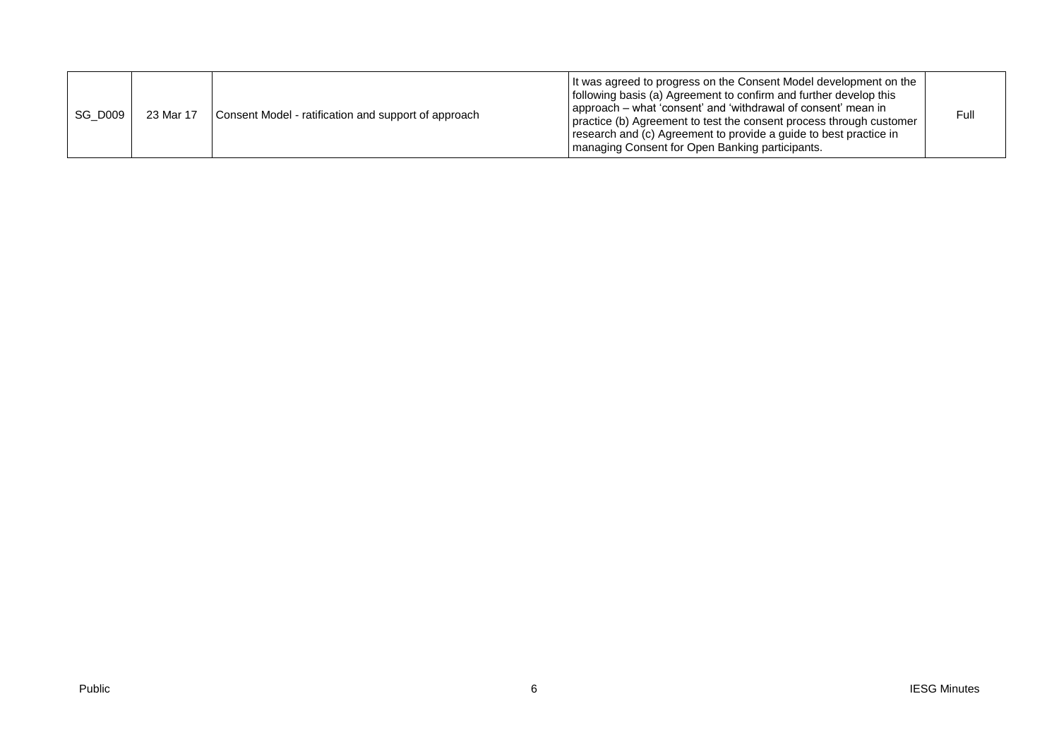| | | | | |
|---|---|---|---|---|
| SG_D009 | 23 Mar 17 | Consent Model - ratification and support of approach | It was agreed to progress on the Consent Model development on the following basis (a) Agreement to confirm and further develop this approach – what 'consent' and 'withdrawal of consent' mean in practice (b) Agreement to test the consent process through customer research and (c) Agreement to provide a guide to best practice in managing Consent for Open Banking participants. | Full |